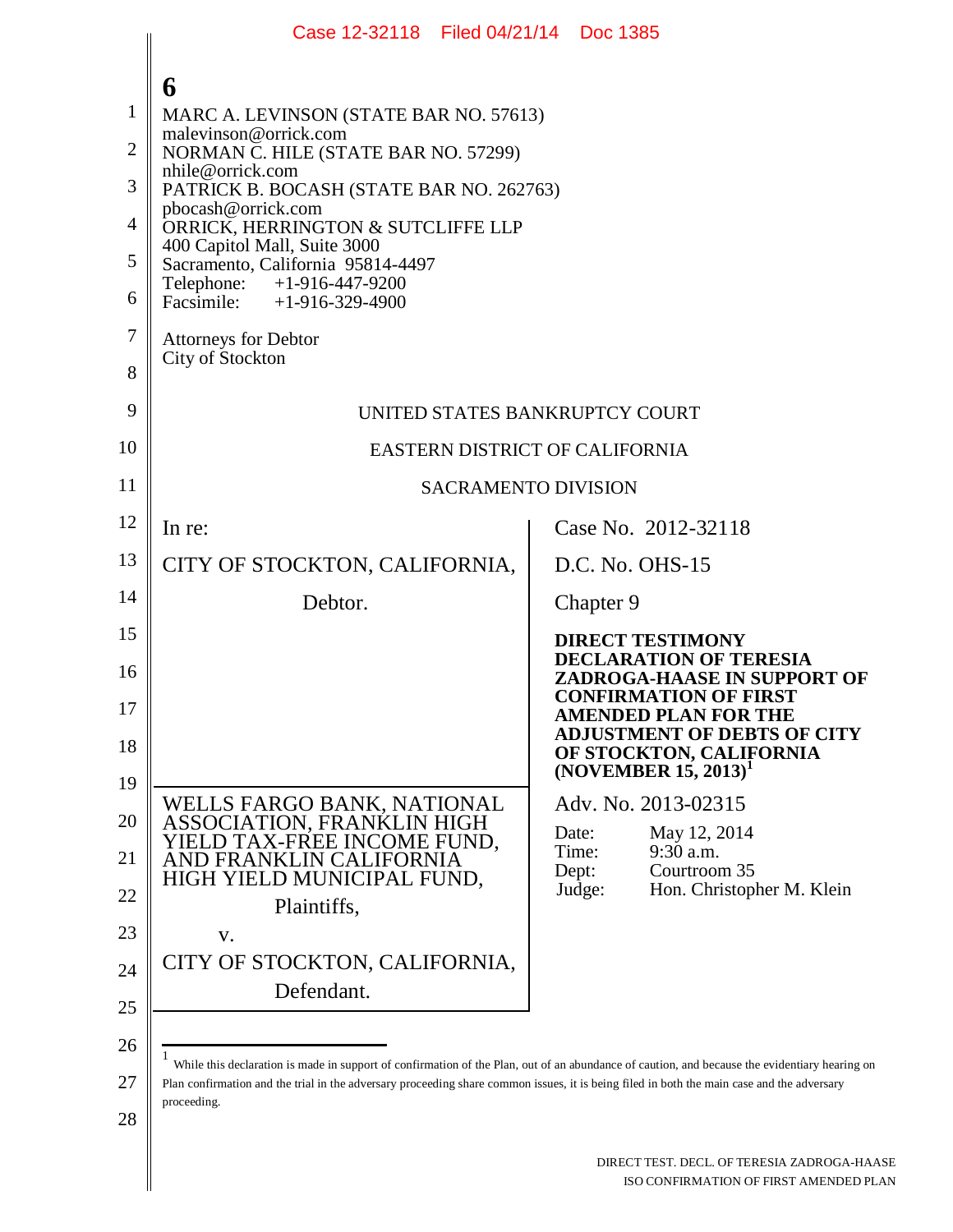MARC A. LEVINSON (STATE BAR NO. 57613)
malevinson@orrick.com
NORMAN C. HILE (STATE BAR NO. 57299)
nhile@orrick.com
PATRICK B. BOCASH (STATE BAR NO. 262763)
pbocash@orrick.com
ORRICK, HERRINGTON & SUTCLIFFE LLP
400 Capitol Mall, Suite 3000
Sacramento, California 95814-4497
Telephone: +1-916-447-9200
Facsimile: +1-916-329-4900

Attorneys for Debtor
City of Stockton

UNITED STATES BANKRUPTCY COURT

EASTERN DISTRICT OF CALIFORNIA

SACRAMENTO DIVISION

| | |
|---|---|
| In re:<br><br>CITY OF STOCKTON, CALIFORNIA,<br><br>Debtor. | Case No. 2012-32118<br><br>D.C. No. OHS-15<br><br>Chapter 9<br><br>**DIRECT TESTIMONY DECLARATION OF TERESIA ZADROGA-HAASE IN SUPPORT OF CONFIRMATION OF FIRST AMENDED PLAN FOR THE ADJUSTMENT OF DEBTS OF CITY OF STOCKTON, CALIFORNIA (NOVEMBER 15, 2013)[1]** |
| WELLS FARGO BANK, NATIONAL ASSOCIATION, FRANKLIN HIGH YIELD TAX-FREE INCOME FUND, AND FRANKLIN CALIFORNIA HIGH YIELD MUNICIPAL FUND,<br><br>Plaintiffs,<br><br>v.<br><br>CITY OF STOCKTON, CALIFORNIA,<br><br>Defendant. | Adv. No. 2013-02315<br><br>Date: May 12, 2014<br>Time: 9:30 a.m.<br>Dept: Courtroom 35<br>Judge: Hon. Christopher M. Klein |

[1] While this declaration is made in support of confirmation of the Plan, out of an abundance of caution, and because the evidentiary hearing on Plan confirmation and the trial in the adversary proceeding share common issues, it is being filed in both the main case and the adversary proceeding.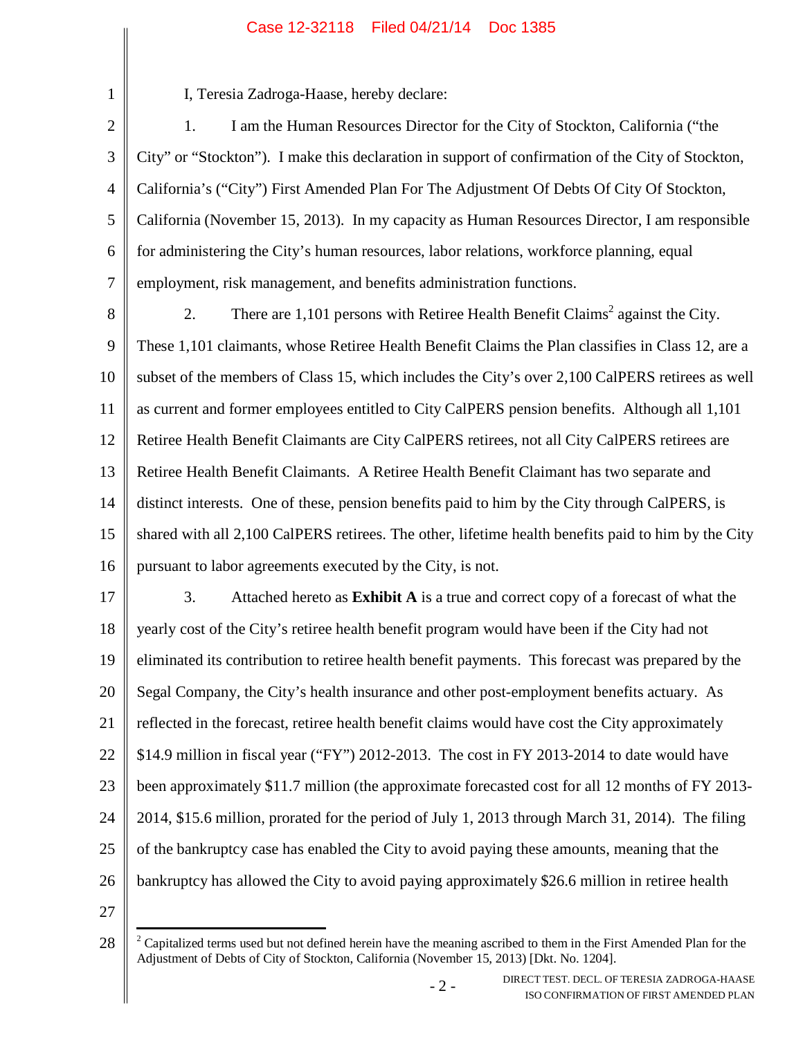I, Teresia Zadroga-Haase, hereby declare:

1. I am the Human Resources Director for the City of Stockton, California ("the City" or "Stockton"). I make this declaration in support of confirmation of the City of Stockton, California's ("City") First Amended Plan For The Adjustment Of Debts Of City Of Stockton, California (November 15, 2013). In my capacity as Human Resources Director, I am responsible for administering the City's human resources, labor relations, workforce planning, equal employment, risk management, and benefits administration functions.

2. There are 1,101 persons with Retiree Health Benefit Claims[2] against the City. These 1,101 claimants, whose Retiree Health Benefit Claims the Plan classifies in Class 12, are a subset of the members of Class 15, which includes the City's over 2,100 CalPERS retirees as well as current and former employees entitled to City CalPERS pension benefits. Although all 1,101 Retiree Health Benefit Claimants are City CalPERS retirees, not all City CalPERS retirees are Retiree Health Benefit Claimants. A Retiree Health Benefit Claimant has two separate and distinct interests. One of these, pension benefits paid to him by the City through CalPERS, is shared with all 2,100 CalPERS retirees. The other, lifetime health benefits paid to him by the City pursuant to labor agreements executed by the City, is not.

3. Attached hereto as **Exhibit A** is a true and correct copy of a forecast of what the yearly cost of the City's retiree health benefit program would have been if the City had not eliminated its contribution to retiree health benefit payments. This forecast was prepared by the Segal Company, the City's health insurance and other post-employment benefits actuary. As reflected in the forecast, retiree health benefit claims would have cost the City approximately $14.9 million in fiscal year ("FY") 2012-2013. The cost in FY 2013-2014 to date would have been approximately $11.7 million (the approximate forecasted cost for all 12 months of FY 2013-2014, $15.6 million, prorated for the period of July 1, 2013 through March 31, 2014). The filing of the bankruptcy case has enabled the City to avoid paying these amounts, meaning that the bankruptcy has allowed the City to avoid paying approximately $26.6 million in retiree health

[2] Capitalized terms used but not defined herein have the meaning ascribed to them in the First Amended Plan for the Adjustment of Debts of City of Stockton, California (November 15, 2013) [Dkt. No. 1204].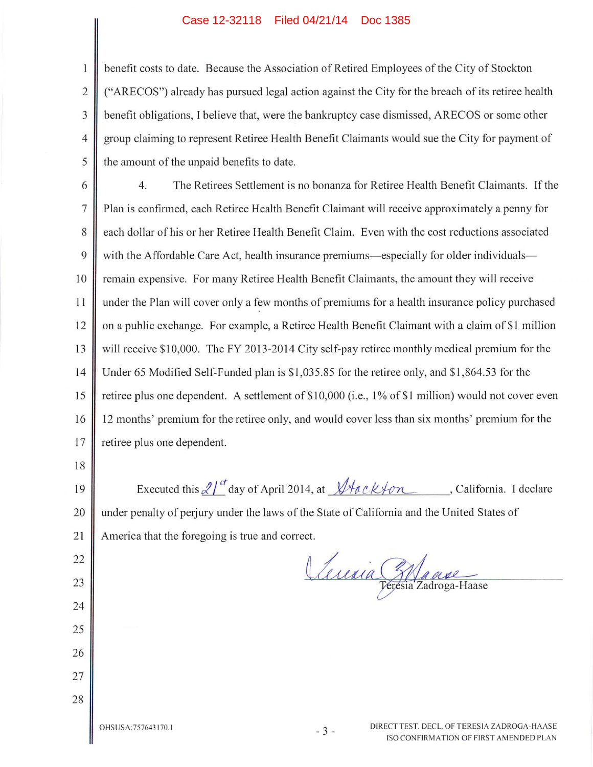benefit costs to date. Because the Association of Retired Employees of the City of Stockton ("ARECOS") already has pursued legal action against the City for the breach of its retiree health benefit obligations, I believe that, were the bankruptcy case dismissed, ARECOS or some other group claiming to represent Retiree Health Benefit Claimants would sue the City for payment of the amount of the unpaid benefits to date.

4. The Retirees Settlement is no bonanza for Retiree Health Benefit Claimants. If the Plan is confirmed, each Retiree Health Benefit Claimant will receive approximately a penny for each dollar of his or her Retiree Health Benefit Claim. Even with the cost reductions associated with the Affordable Care Act, health insurance premiums—especially for older individuals—remain expensive. For many Retiree Health Benefit Claimants, the amount they will receive under the Plan will cover only a few months of premiums for a health insurance policy purchased on a public exchange. For example, a Retiree Health Benefit Claimant with a claim of $1 million will receive $10,000. The FY 2013-2014 City self-pay retiree monthly medical premium for the Under 65 Modified Self-Funded plan is $1,035.85 for the retiree only, and $1,864.53 for the retiree plus one dependent. A settlement of $10,000 (i.e., 1% of $1 million) would not cover even 12 months' premium for the retiree only, and would cover less than six months' premium for the retiree plus one dependent.

Executed this 21st day of April 2014, at Stockton, California. I declare under penalty of perjury under the laws of the State of California and the United States of America that the foregoing is true and correct.

Teresia Zadroga-Haase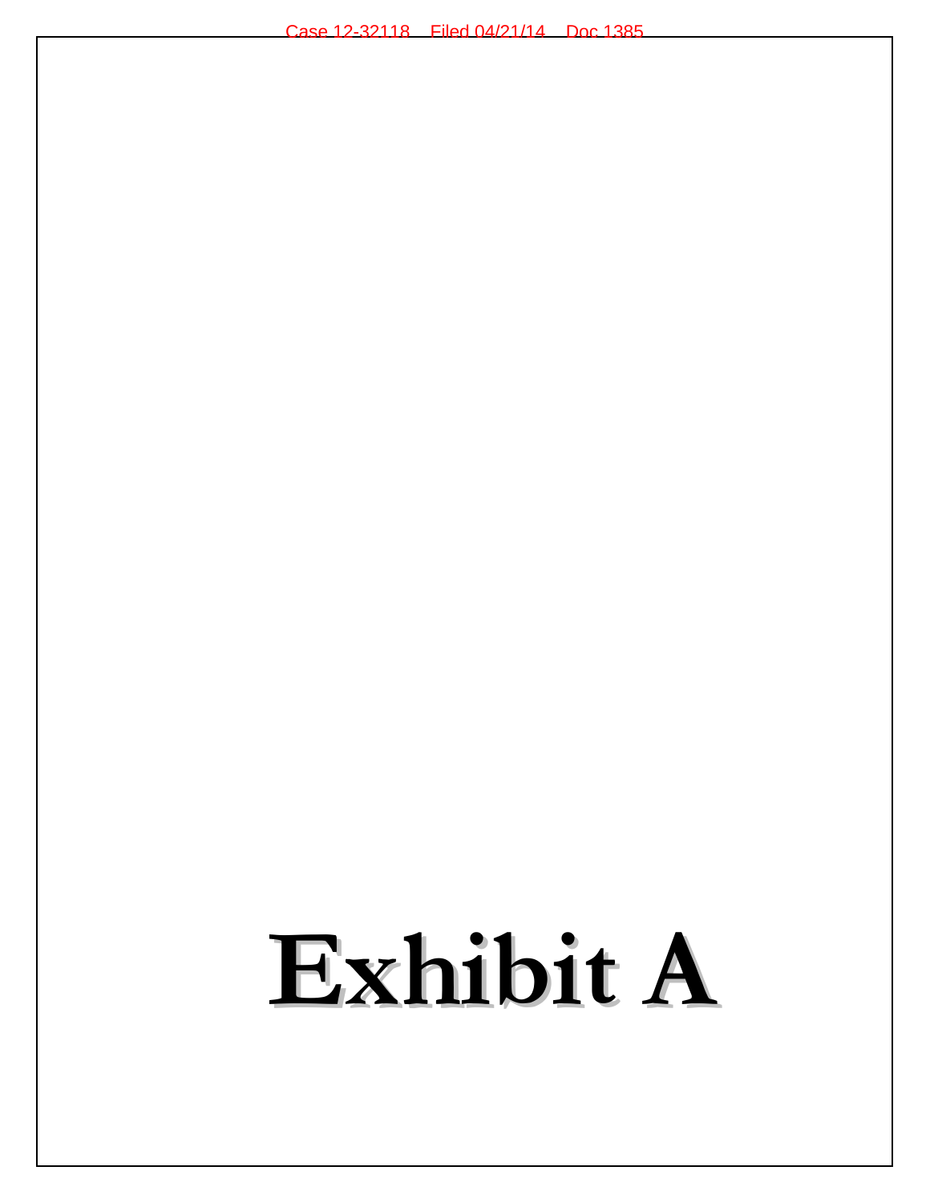# Exhibit A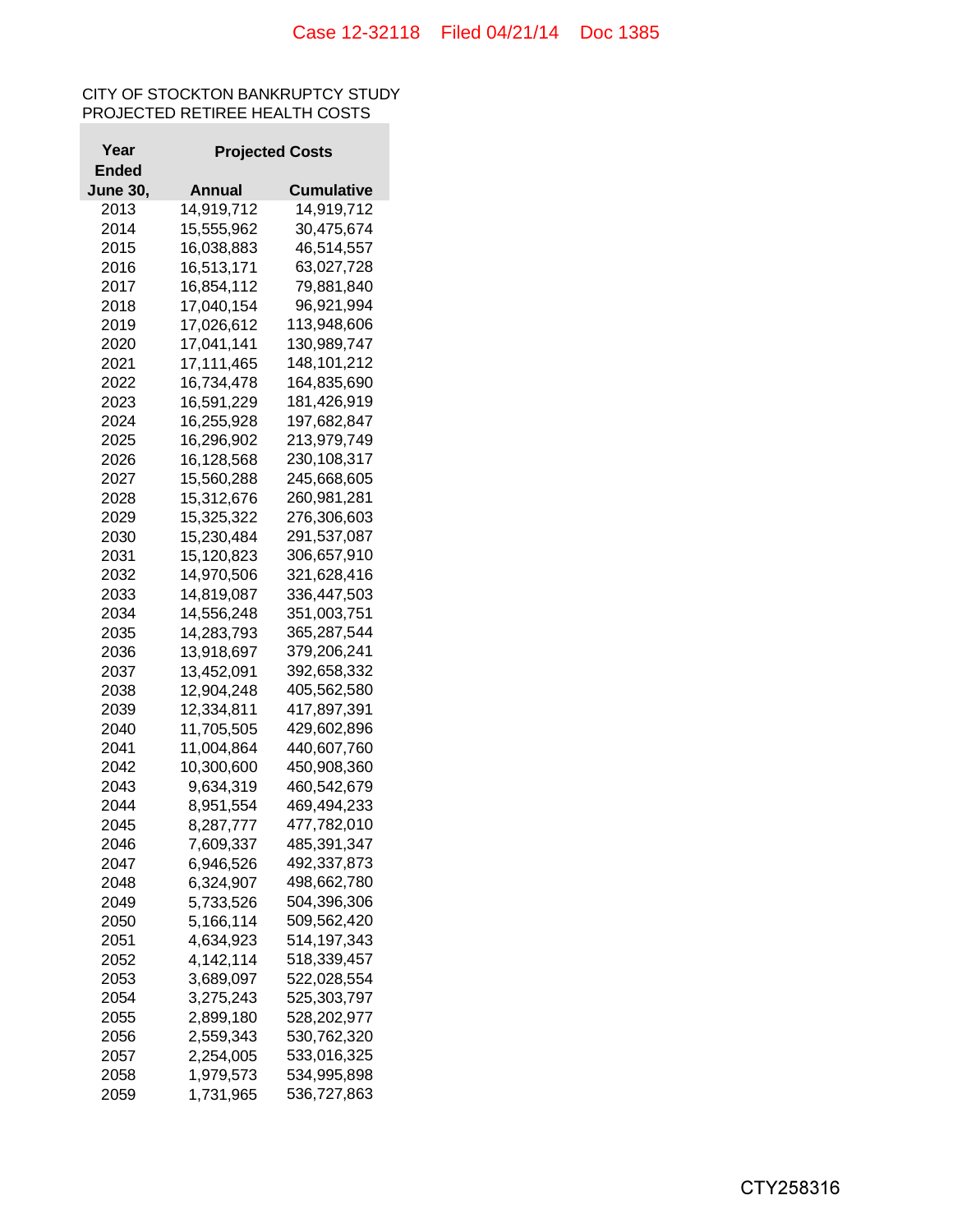CITY OF STOCKTON BANKRUPTCY STUDY
PROJECTED RETIREE HEALTH COSTS

| Year Ended June 30, | Projected Costs | |
|---|---|---|
| | Annual | Cumulative |
| 2013 | 14,919,712 | 14,919,712 |
| 2014 | 15,555,962 | 30,475,674 |
| 2015 | 16,038,883 | 46,514,557 |
| 2016 | 16,513,171 | 63,027,728 |
| 2017 | 16,854,112 | 79,881,840 |
| 2018 | 17,040,154 | 96,921,994 |
| 2019 | 17,026,612 | 113,948,606 |
| 2020 | 17,041,141 | 130,989,747 |
| 2021 | 17,111,465 | 148,101,212 |
| 2022 | 16,734,478 | 164,835,690 |
| 2023 | 16,591,229 | 181,426,919 |
| 2024 | 16,255,928 | 197,682,847 |
| 2025 | 16,296,902 | 213,979,749 |
| 2026 | 16,128,568 | 230,108,317 |
| 2027 | 15,560,288 | 245,668,605 |
| 2028 | 15,312,676 | 260,981,281 |
| 2029 | 15,325,322 | 276,306,603 |
| 2030 | 15,230,484 | 291,537,087 |
| 2031 | 15,120,823 | 306,657,910 |
| 2032 | 14,970,506 | 321,628,416 |
| 2033 | 14,819,087 | 336,447,503 |
| 2034 | 14,556,248 | 351,003,751 |
| 2035 | 14,283,793 | 365,287,544 |
| 2036 | 13,918,697 | 379,206,241 |
| 2037 | 13,452,091 | 392,658,332 |
| 2038 | 12,904,248 | 405,562,580 |
| 2039 | 12,334,811 | 417,897,391 |
| 2040 | 11,705,505 | 429,602,896 |
| 2041 | 11,004,864 | 440,607,760 |
| 2042 | 10,300,600 | 450,908,360 |
| 2043 | 9,634,319 | 460,542,679 |
| 2044 | 8,951,554 | 469,494,233 |
| 2045 | 8,287,777 | 477,782,010 |
| 2046 | 7,609,337 | 485,391,347 |
| 2047 | 6,946,526 | 492,337,873 |
| 2048 | 6,324,907 | 498,662,780 |
| 2049 | 5,733,526 | 504,396,306 |
| 2050 | 5,166,114 | 509,562,420 |
| 2051 | 4,634,923 | 514,197,343 |
| 2052 | 4,142,114 | 518,339,457 |
| 2053 | 3,689,097 | 522,028,554 |
| 2054 | 3,275,243 | 525,303,797 |
| 2055 | 2,899,180 | 528,202,977 |
| 2056 | 2,559,343 | 530,762,320 |
| 2057 | 2,254,005 | 533,016,325 |
| 2058 | 1,979,573 | 534,995,898 |
| 2059 | 1,731,965 | 536,727,863 |

CTY258316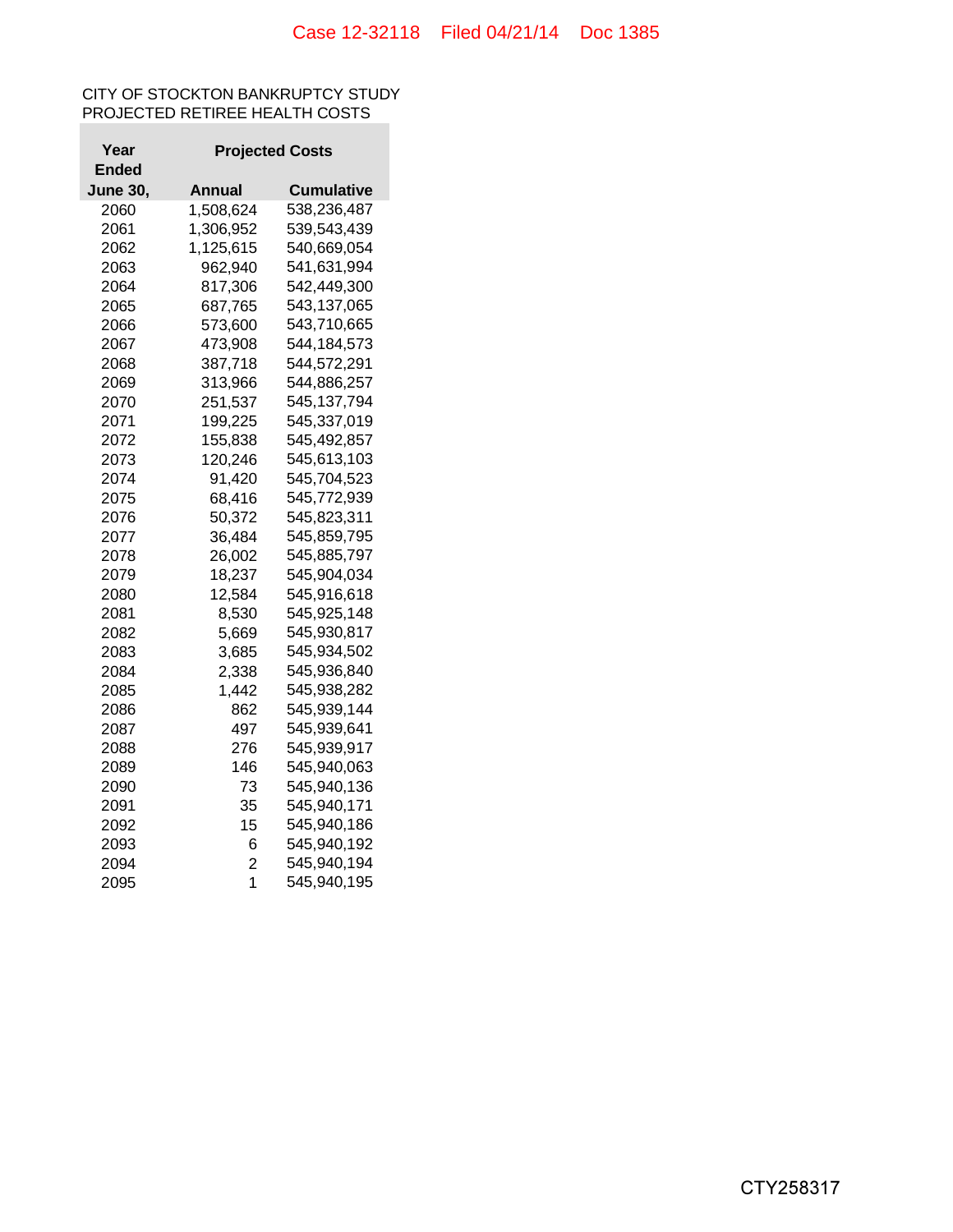CITY OF STOCKTON BANKRUPTCY STUDY
PROJECTED RETIREE HEALTH COSTS

| Year Ended June 30, | Projected Costs | |
|---|---|---|
| | Annual | Cumulative |
| 2060 | 1,508,624 | 538,236,487 |
| 2061 | 1,306,952 | 539,543,439 |
| 2062 | 1,125,615 | 540,669,054 |
| 2063 | 962,940 | 541,631,994 |
| 2064 | 817,306 | 542,449,300 |
| 2065 | 687,765 | 543,137,065 |
| 2066 | 573,600 | 543,710,665 |
| 2067 | 473,908 | 544,184,573 |
| 2068 | 387,718 | 544,572,291 |
| 2069 | 313,966 | 544,886,257 |
| 2070 | 251,537 | 545,137,794 |
| 2071 | 199,225 | 545,337,019 |
| 2072 | 155,838 | 545,492,857 |
| 2073 | 120,246 | 545,613,103 |
| 2074 | 91,420 | 545,704,523 |
| 2075 | 68,416 | 545,772,939 |
| 2076 | 50,372 | 545,823,311 |
| 2077 | 36,484 | 545,859,795 |
| 2078 | 26,002 | 545,885,797 |
| 2079 | 18,237 | 545,904,034 |
| 2080 | 12,584 | 545,916,618 |
| 2081 | 8,530 | 545,925,148 |
| 2082 | 5,669 | 545,930,817 |
| 2083 | 3,685 | 545,934,502 |
| 2084 | 2,338 | 545,936,840 |
| 2085 | 1,442 | 545,938,282 |
| 2086 | 862 | 545,939,144 |
| 2087 | 497 | 545,939,641 |
| 2088 | 276 | 545,939,917 |
| 2089 | 146 | 545,940,063 |
| 2090 | 73 | 545,940,136 |
| 2091 | 35 | 545,940,171 |
| 2092 | 15 | 545,940,186 |
| 2093 | 6 | 545,940,192 |
| 2094 | 2 | 545,940,194 |
| 2095 | 1 | 545,940,195 |

CTY258317